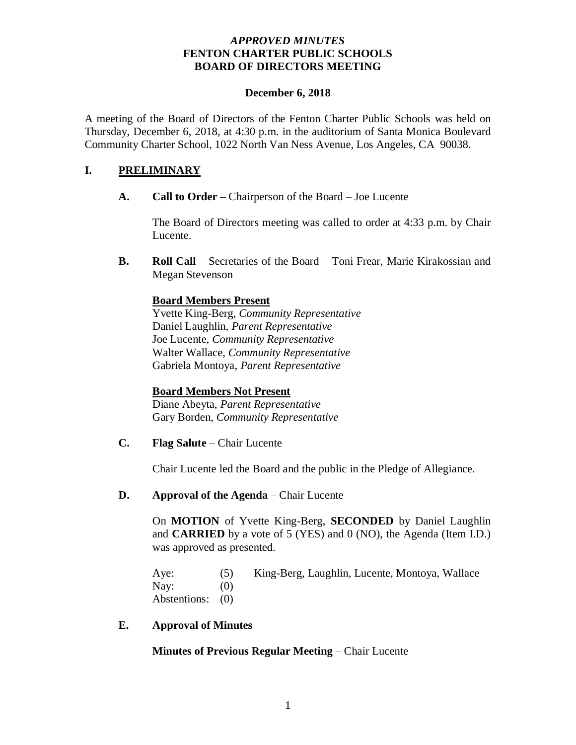***APPROVED MINUTES***
**FENTON CHARTER PUBLIC SCHOOLS**
**BOARD OF DIRECTORS MEETING**

**December 6, 2018**

A meeting of the Board of Directors of the Fenton Charter Public Schools was held on Thursday, December 6, 2018, at 4:30 p.m. in the auditorium of Santa Monica Boulevard Community Charter School, 1022 North Van Ness Avenue, Los Angeles, CA 90038.

## I. PRELIMINARY

**A. Call to Order –** Chairperson of the Board – Joe Lucente

The Board of Directors meeting was called to order at 4:33 p.m. by Chair Lucente.

**B. Roll Call** – Secretaries of the Board – Toni Frear, Marie Kirakossian and Megan Stevenson

**Board Members Present**
Yvette King-Berg, *Community Representative*
Daniel Laughlin, *Parent Representative*
Joe Lucente, *Community Representative*
Walter Wallace, *Community Representative*
Gabriela Montoya, *Parent Representative*

**Board Members Not Present**
Diane Abeyta, *Parent Representative*
Gary Borden, *Community Representative*

**C. Flag Salute** – Chair Lucente

Chair Lucente led the Board and the public in the Pledge of Allegiance.

**D. Approval of the Agenda** – Chair Lucente

On **MOTION** of Yvette King-Berg, **SECONDED** by Daniel Laughlin and **CARRIED** by a vote of 5 (YES) and 0 (NO), the Agenda (Item I.D.) was approved as presented.

Aye: (5) King-Berg, Laughlin, Lucente, Montoya, Wallace
Nay: (0)
Abstentions: (0)

**E. Approval of Minutes**

**Minutes of Previous Regular Meeting** – Chair Lucente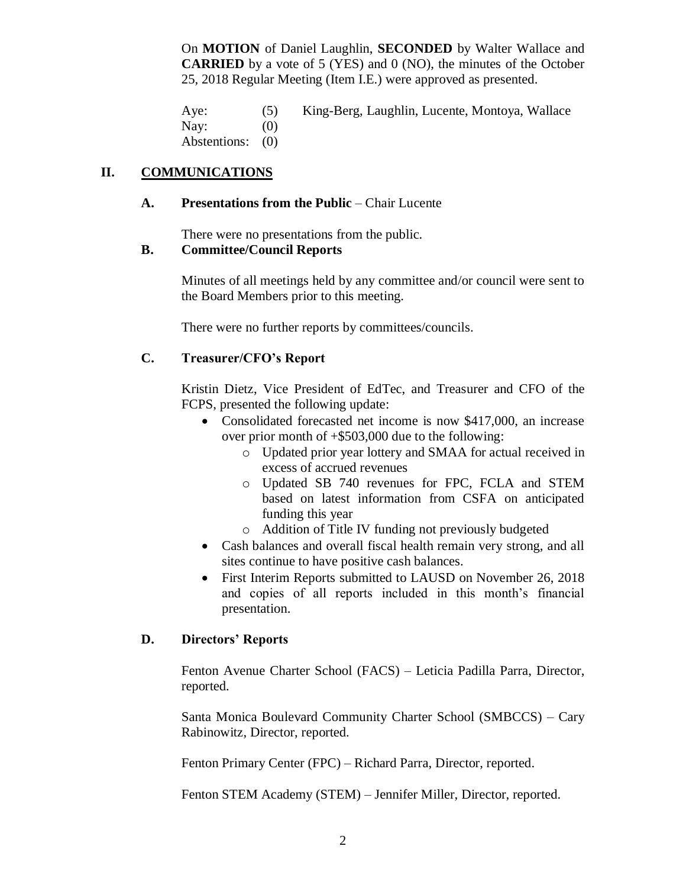On **MOTION** of Daniel Laughlin, **SECONDED** by Walter Wallace and **CARRIED** by a vote of 5 (YES) and 0 (NO), the minutes of the October 25, 2018 Regular Meeting (Item I.E.) were approved as presented.

| | | |
|---|---|---|
| Aye: | (5) | King-Berg, Laughlin, Lucente, Montoya, Wallace |
| Nay: | (0) | |
| Abstentions: | (0) | |

## II. COMMUNICATIONS

### A. Presentations from the Public – Chair Lucente

There were no presentations from the public.

### B. Committee/Council Reports

Minutes of all meetings held by any committee and/or council were sent to the Board Members prior to this meeting.

There were no further reports by committees/councils.

### C. Treasurer/CFO's Report

Kristin Dietz, Vice President of EdTec, and Treasurer and CFO of the FCPS, presented the following update:

- Consolidated forecasted net income is now $417,000, an increase over prior month of +$503,000 due to the following:
  - Updated prior year lottery and SMAA for actual received in excess of accrued revenues
  - Updated SB 740 revenues for FPC, FCLA and STEM based on latest information from CSFA on anticipated funding this year
  - Addition of Title IV funding not previously budgeted
- Cash balances and overall fiscal health remain very strong, and all sites continue to have positive cash balances.
- First Interim Reports submitted to LAUSD on November 26, 2018 and copies of all reports included in this month's financial presentation.

### D. Directors' Reports

Fenton Avenue Charter School (FACS) – Leticia Padilla Parra, Director, reported.

Santa Monica Boulevard Community Charter School (SMBCCS) – Cary Rabinowitz, Director, reported.

Fenton Primary Center (FPC) – Richard Parra, Director, reported.

Fenton STEM Academy (STEM) – Jennifer Miller, Director, reported.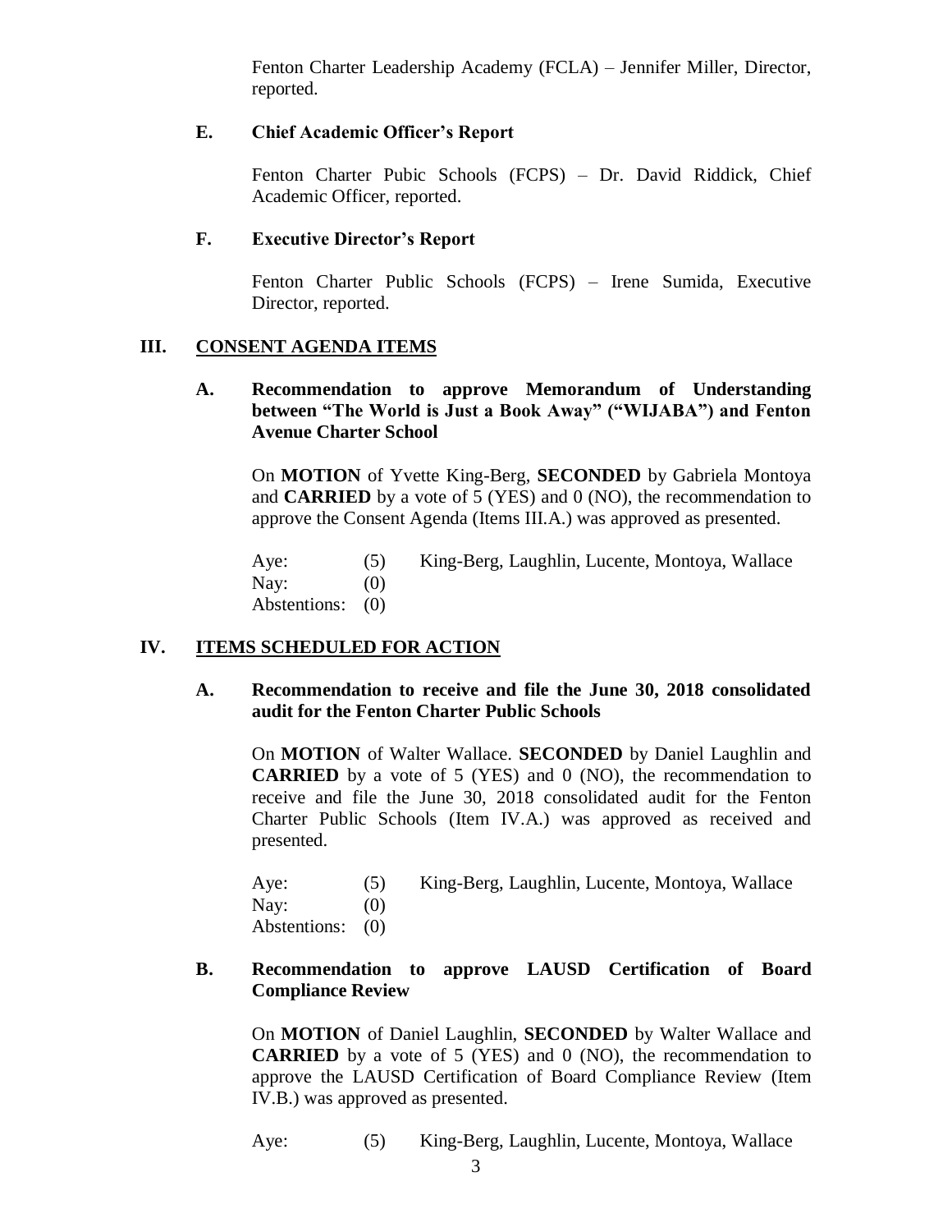Fenton Charter Leadership Academy (FCLA) – Jennifer Miller, Director, reported.

### E. Chief Academic Officer's Report

Fenton Charter Pubic Schools (FCPS) – Dr. David Riddick, Chief Academic Officer, reported.

### F. Executive Director's Report

Fenton Charter Public Schools (FCPS) – Irene Sumida, Executive Director, reported.

## III. CONSENT AGENDA ITEMS

### A. Recommendation to approve Memorandum of Understanding between "The World is Just a Book Away" ("WIJABA") and Fenton Avenue Charter School

On **MOTION** of Yvette King-Berg, **SECONDED** by Gabriela Montoya and **CARRIED** by a vote of 5 (YES) and 0 (NO), the recommendation to approve the Consent Agenda (Items III.A.) was approved as presented.

Aye: (5) King-Berg, Laughlin, Lucente, Montoya, Wallace
Nay: (0)
Abstentions: (0)

## IV. ITEMS SCHEDULED FOR ACTION

### A. Recommendation to receive and file the June 30, 2018 consolidated audit for the Fenton Charter Public Schools

On **MOTION** of Walter Wallace. **SECONDED** by Daniel Laughlin and **CARRIED** by a vote of 5 (YES) and 0 (NO), the recommendation to receive and file the June 30, 2018 consolidated audit for the Fenton Charter Public Schools (Item IV.A.) was approved as received and presented.

Aye: (5) King-Berg, Laughlin, Lucente, Montoya, Wallace
Nay: (0)
Abstentions: (0)

### B. Recommendation to approve LAUSD Certification of Board Compliance Review

On **MOTION** of Daniel Laughlin, **SECONDED** by Walter Wallace and **CARRIED** by a vote of 5 (YES) and 0 (NO), the recommendation to approve the LAUSD Certification of Board Compliance Review (Item IV.B.) was approved as presented.

Aye: (5) King-Berg, Laughlin, Lucente, Montoya, Wallace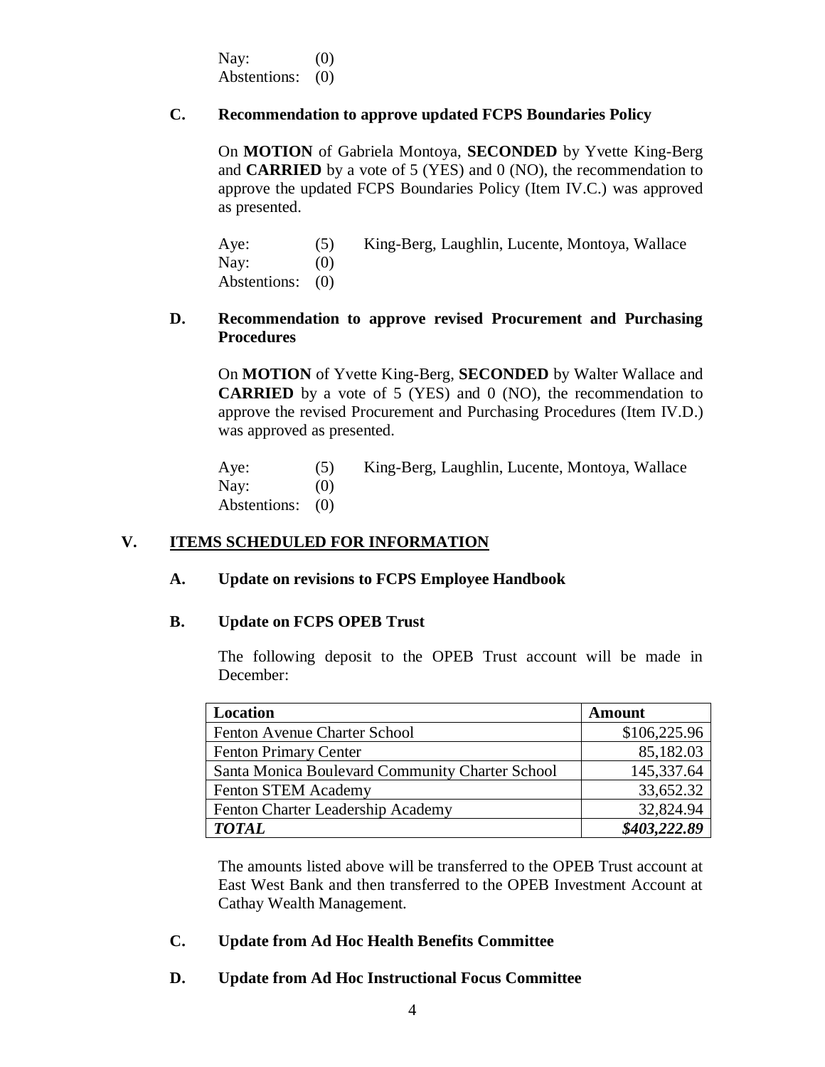Nay: (0)
Abstentions: (0)

### C. Recommendation to approve updated FCPS Boundaries Policy

On **MOTION** of Gabriela Montoya, **SECONDED** by Yvette King-Berg and **CARRIED** by a vote of 5 (YES) and 0 (NO), the recommendation to approve the updated FCPS Boundaries Policy (Item IV.C.) was approved as presented.

Aye: (5) King-Berg, Laughlin, Lucente, Montoya, Wallace
Nay: (0)
Abstentions: (0)

### D. Recommendation to approve revised Procurement and Purchasing Procedures

On **MOTION** of Yvette King-Berg, **SECONDED** by Walter Wallace and **CARRIED** by a vote of 5 (YES) and 0 (NO), the recommendation to approve the revised Procurement and Purchasing Procedures (Item IV.D.) was approved as presented.

Aye: (5) King-Berg, Laughlin, Lucente, Montoya, Wallace
Nay: (0)
Abstentions: (0)

## V. ITEMS SCHEDULED FOR INFORMATION

### A. Update on revisions to FCPS Employee Handbook

### B. Update on FCPS OPEB Trust

The following deposit to the OPEB Trust account will be made in December:

| Location | Amount |
|---|---|
| Fenton Avenue Charter School | $106,225.96 |
| Fenton Primary Center | 85,182.03 |
| Santa Monica Boulevard Community Charter School | 145,337.64 |
| Fenton STEM Academy | 33,652.32 |
| Fenton Charter Leadership Academy | 32,824.94 |
| ***TOTAL*** | ***$403,222.89*** |

The amounts listed above will be transferred to the OPEB Trust account at East West Bank and then transferred to the OPEB Investment Account at Cathay Wealth Management.

### C. Update from Ad Hoc Health Benefits Committee

### D. Update from Ad Hoc Instructional Focus Committee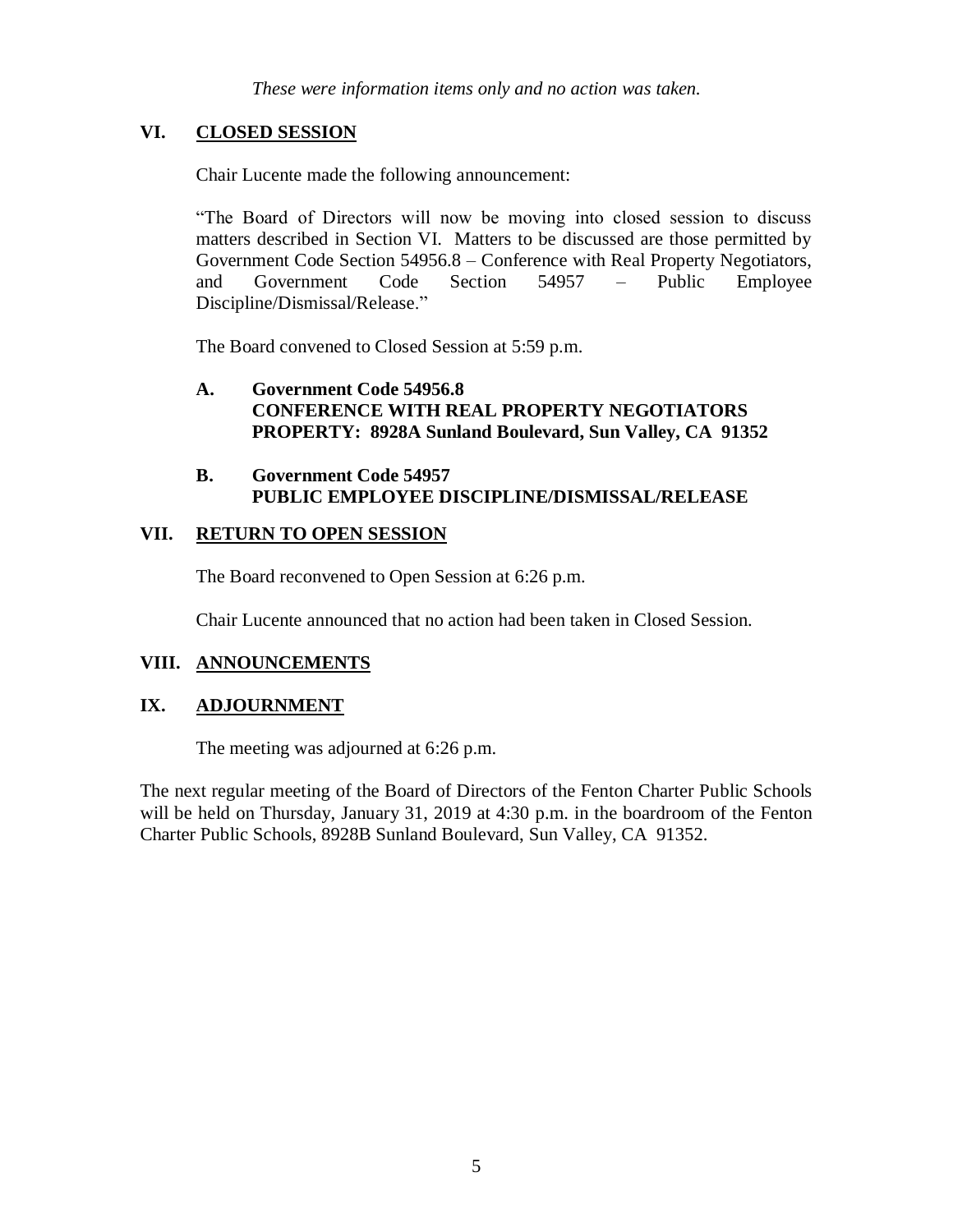*These were information items only and no action was taken.*

## VI. CLOSED SESSION

Chair Lucente made the following announcement:

"The Board of Directors will now be moving into closed session to discuss matters described in Section VI. Matters to be discussed are those permitted by Government Code Section 54956.8 – Conference with Real Property Negotiators, and Government Code Section 54957 – Public Employee Discipline/Dismissal/Release."

The Board convened to Closed Session at 5:59 p.m.

**A. Government Code 54956.8**
**CONFERENCE WITH REAL PROPERTY NEGOTIATORS**
**PROPERTY: 8928A Sunland Boulevard, Sun Valley, CA 91352**

**B. Government Code 54957**
**PUBLIC EMPLOYEE DISCIPLINE/DISMISSAL/RELEASE**

## VII. RETURN TO OPEN SESSION

The Board reconvened to Open Session at 6:26 p.m.

Chair Lucente announced that no action had been taken in Closed Session.

## VIII. ANNOUNCEMENTS

## IX. ADJOURNMENT

The meeting was adjourned at 6:26 p.m.

The next regular meeting of the Board of Directors of the Fenton Charter Public Schools will be held on Thursday, January 31, 2019 at 4:30 p.m. in the boardroom of the Fenton Charter Public Schools, 8928B Sunland Boulevard, Sun Valley, CA 91352.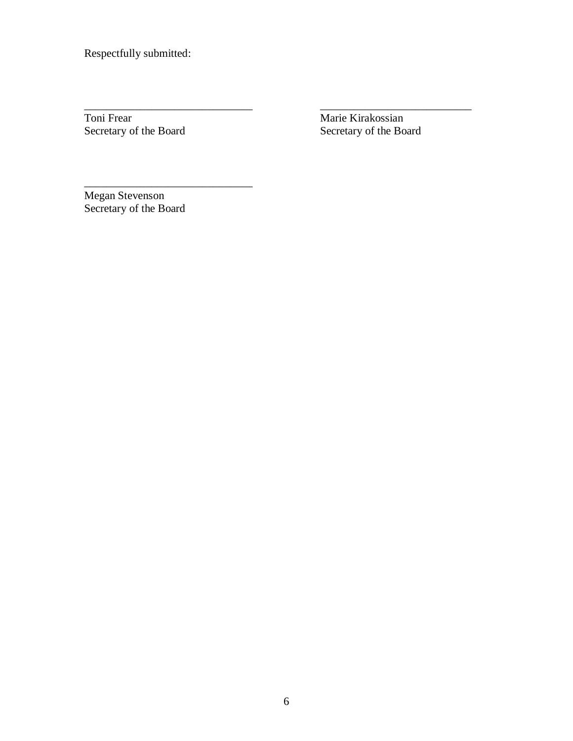Respectfully submitted:

______________________________
Toni Frear
Secretary of the Board

______________________________
Marie Kirakossian
Secretary of the Board

______________________________
Megan Stevenson
Secretary of the Board